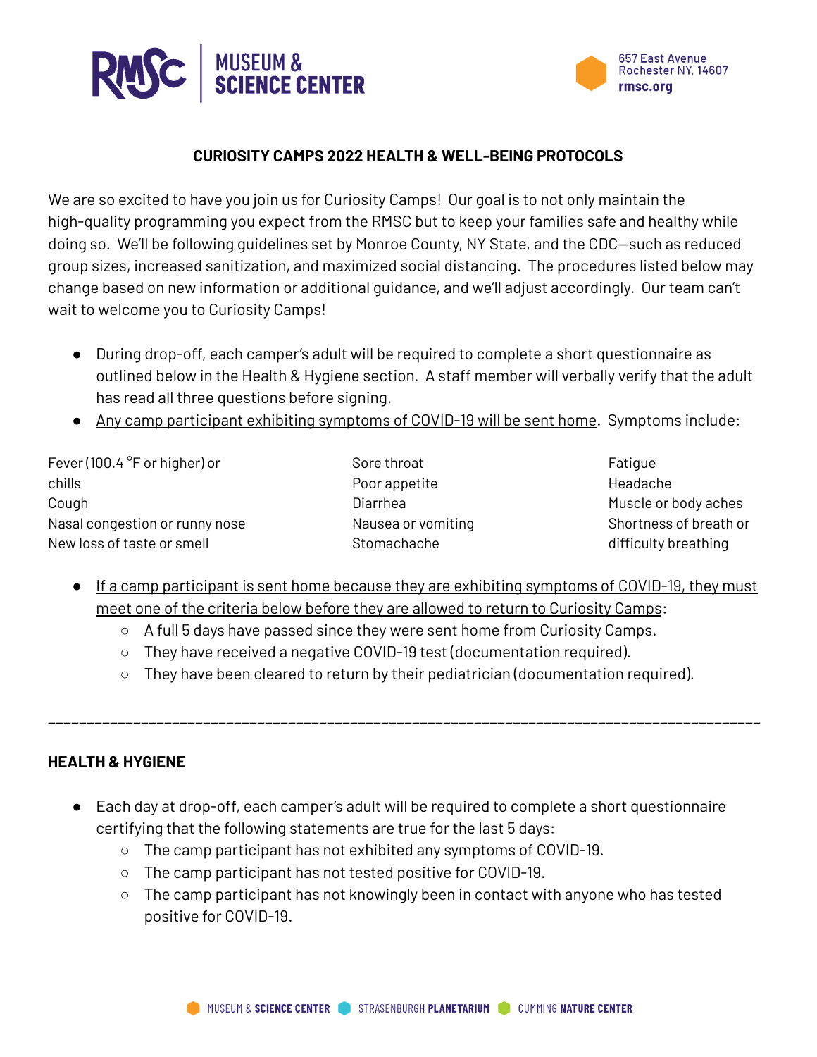MUSEUM & SCIENCE CENTER

657 East Avenue
Rochester NY, 14607
rmsc.org

## CURIOSITY CAMPS 2022 HEALTH & WELL-BEING PROTOCOLS

We are so excited to have you join us for Curiosity Camps! Our goal is to not only maintain the high-quality programming you expect from the RMSC but to keep your families safe and healthy while doing so. We'll be following guidelines set by Monroe County, NY State, and the CDC—such as reduced group sizes, increased sanitization, and maximized social distancing. The procedures listed below may change based on new information or additional guidance, and we'll adjust accordingly. Our team can't wait to welcome you to Curiosity Camps!

- During drop-off, each camper's adult will be required to complete a short questionnaire as outlined below in the Health & Hygiene section. A staff member will verbally verify that the adult has read all three questions before signing.
- Any camp participant exhibiting symptoms of COVID-19 will be sent home. Symptoms include:

Fever (100.4 °F or higher) or chills
Cough
Nasal congestion or runny nose
New loss of taste or smell
Sore throat
Poor appetite
Diarrhea
Nausea or vomiting
Stomachache
Fatigue
Headache
Muscle or body aches
Shortness of breath or difficulty breathing

- If a camp participant is sent home because they are exhibiting symptoms of COVID-19, they must meet one of the criteria below before they are allowed to return to Curiosity Camps:
  - A full 5 days have passed since they were sent home from Curiosity Camps.
  - They have received a negative COVID-19 test (documentation required).
  - They have been cleared to return by their pediatrician (documentation required).

---

### HEALTH & HYGIENE

- Each day at drop-off, each camper's adult will be required to complete a short questionnaire certifying that the following statements are true for the last 5 days:
  - The camp participant has not exhibited any symptoms of COVID-19.
  - The camp participant has not tested positive for COVID-19.
  - The camp participant has not knowingly been in contact with anyone who has tested positive for COVID-19.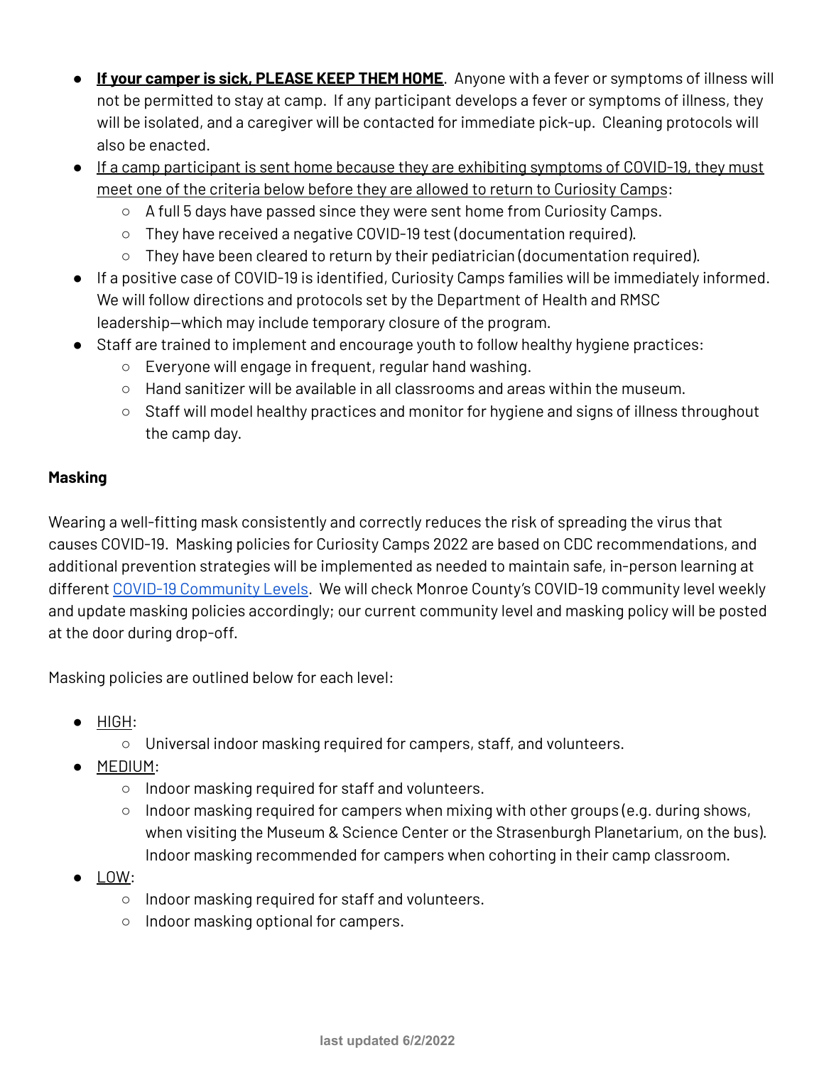- **If your camper is sick, PLEASE KEEP THEM HOME**. Anyone with a fever or symptoms of illness will not be permitted to stay at camp. If any participant develops a fever or symptoms of illness, they will be isolated, and a caregiver will be contacted for immediate pick-up. Cleaning protocols will also be enacted.
- If a camp participant is sent home because they are exhibiting symptoms of COVID-19, they must meet one of the criteria below before they are allowed to return to Curiosity Camps:
  - A full 5 days have passed since they were sent home from Curiosity Camps.
  - They have received a negative COVID-19 test (documentation required).
  - They have been cleared to return by their pediatrician (documentation required).
- If a positive case of COVID-19 is identified, Curiosity Camps families will be immediately informed. We will follow directions and protocols set by the Department of Health and RMSC leadership—which may include temporary closure of the program.
- Staff are trained to implement and encourage youth to follow healthy hygiene practices:
  - Everyone will engage in frequent, regular hand washing.
  - Hand sanitizer will be available in all classrooms and areas within the museum.
  - Staff will model healthy practices and monitor for hygiene and signs of illness throughout the camp day.

**Masking**

Wearing a well-fitting mask consistently and correctly reduces the risk of spreading the virus that causes COVID-19. Masking policies for Curiosity Camps 2022 are based on CDC recommendations, and additional prevention strategies will be implemented as needed to maintain safe, in-person learning at different COVID-19 Community Levels. We will check Monroe County's COVID-19 community level weekly and update masking policies accordingly; our current community level and masking policy will be posted at the door during drop-off.

Masking policies are outlined below for each level:

- HIGH:
  - Universal indoor masking required for campers, staff, and volunteers.
- MEDIUM:
  - Indoor masking required for staff and volunteers.
  - Indoor masking required for campers when mixing with other groups (e.g. during shows, when visiting the Museum & Science Center or the Strasenburgh Planetarium, on the bus). Indoor masking recommended for campers when cohorting in their camp classroom.
- LOW:
  - Indoor masking required for staff and volunteers.
  - Indoor masking optional for campers.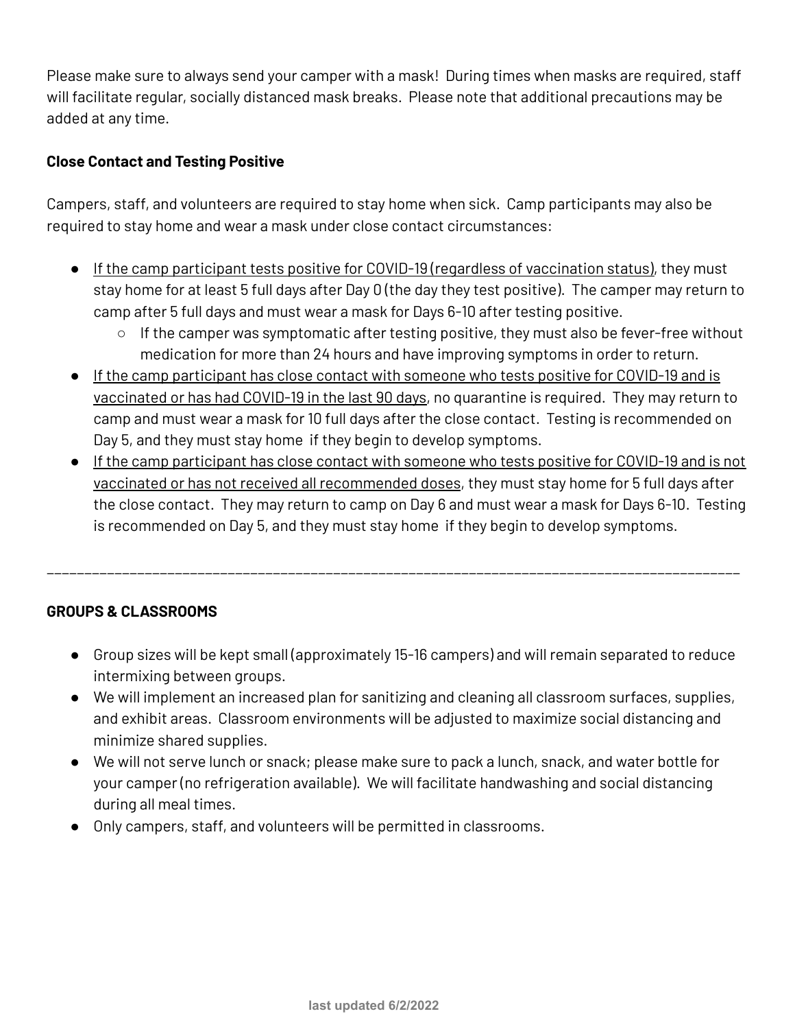Please make sure to always send your camper with a mask! During times when masks are required, staff will facilitate regular, socially distanced mask breaks. Please note that additional precautions may be added at any time.

**Close Contact and Testing Positive**

Campers, staff, and volunteers are required to stay home when sick. Camp participants may also be required to stay home and wear a mask under close contact circumstances:

- <u>If the camp participant tests positive for COVID-19 (regardless of vaccination status)</u>, they must stay home for at least 5 full days after Day 0 (the day they test positive). The camper may return to camp after 5 full days and must wear a mask for Days 6-10 after testing positive.
    - If the camper was symptomatic after testing positive, they must also be fever-free without medication for more than 24 hours and have improving symptoms in order to return.
- <u>If the camp participant has close contact with someone who tests positive for COVID-19 and is vaccinated or has had COVID-19 in the last 90 days</u>, no quarantine is required. They may return to camp and must wear a mask for 10 full days after the close contact. Testing is recommended on Day 5, and they must stay home if they begin to develop symptoms.
- <u>If the camp participant has close contact with someone who tests positive for COVID-19 and is not vaccinated or has not received all recommended doses</u>, they must stay home for 5 full days after the close contact. They may return to camp on Day 6 and must wear a mask for Days 6-10. Testing is recommended on Day 5, and they must stay home if they begin to develop symptoms.

---

**GROUPS & CLASSROOMS**

- Group sizes will be kept small (approximately 15-16 campers) and will remain separated to reduce intermixing between groups.
- We will implement an increased plan for sanitizing and cleaning all classroom surfaces, supplies, and exhibit areas. Classroom environments will be adjusted to maximize social distancing and minimize shared supplies.
- We will not serve lunch or snack; please make sure to pack a lunch, snack, and water bottle for your camper (no refrigeration available). We will facilitate handwashing and social distancing during all meal times.
- Only campers, staff, and volunteers will be permitted in classrooms.